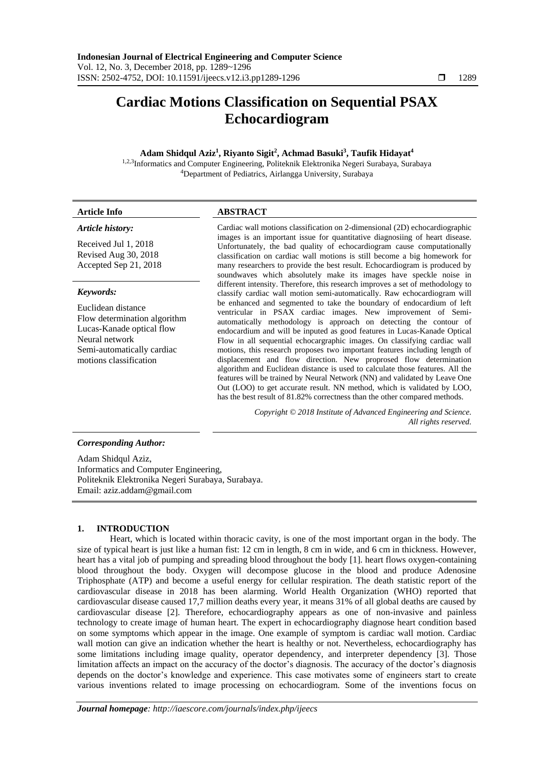# Cardiac Motions Classification on Sequential PSAX Echocardiogram

**Adam Shidqul Aziz[1], Riyanto Sigit[2], Achmad Basuki[3], Taufik Hidayat[4]**

[1,2,3]Informatics and Computer Engineering, Politeknik Elektronika Negeri Surabaya, Surabaya
[4]Department of Pediatrics, Airlangga University, Surabaya

### Article Info

***Article history:***

Received Jul 1, 2018
Revised Aug 30, 2018
Accepted Sep 21, 2018

***Keywords:***

Euclidean distance
Flow determination algorithm
Lucas-Kanade optical flow
Neural network
Semi-automatically cardiac motions classification

### ABSTRACT

Cardiac wall motions classification on 2-dimensional (2D) echocardiographic images is an important issue for quantitative diagnosiing of heart disease. Unfortunately, the bad quality of echocardiogram cause computationally classification on cardiac wall motions is still become a big homework for many researchers to provide the best result. Echocardiogram is produced by soundwaves which absolutely make its images have speckle noise in different intensity. Therefore, this research improves a set of methodology to classify cardiac wall motion semi-automatically. Raw echocardiogram will be enhanced and segmented to take the boundary of endocardium of left ventricular in PSAX cardiac images. New improvement of Semi-automatically methodology is approach on detecting the contour of endocardium and will be inputed as good features in Lucas-Kanade Optical Flow in all sequential echocargraphic images. On classifying cardiac wall motions, this research proposes two important features including length of displacement and flow direction. New proprosed flow determination algorithm and Euclidean distance is used to calculate those features. All the features will be trained by Neural Network (NN) and validated by Leave One Out (LOO) to get accurate result. NN method, which is validated by LOO, has the best result of 81.82% correctness than the other compared methods.

*Copyright © 2018 Institute of Advanced Engineering and Science. All rights reserved.*

***Corresponding Author:***

Adam Shidqul Aziz,
Informatics and Computer Engineering,
Politeknik Elektronika Negeri Surabaya, Surabaya.
Email: aziz.addam@gmail.com

## 1. INTRODUCTION

Heart, which is located within thoracic cavity, is one of the most important organ in the body. The size of typical heart is just like a human fist: 12 cm in length, 8 cm in wide, and 6 cm in thickness. However, heart has a vital job of pumping and spreading blood throughout the body [1]. heart flows oxygen-containing blood throughout the body. Oxygen will decompose glucose in the blood and produce Adenosine Triphosphate (ATP) and become a useful energy for cellular respiration. The death statistic report of the cardiovascular disease in 2018 has been alarming. World Health Organization (WHO) reported that cardiovascular disease caused 17,7 million deaths every year, it means 31% of all global deaths are caused by cardiovascular disease [2]. Therefore, echocardiography appears as one of non-invasive and painless technology to create image of human heart. The expert in echocardiography diagnose heart condition based on some symptoms which appear in the image. One example of symptom is cardiac wall motion. Cardiac wall motion can give an indication whether the heart is healthy or not. Nevertheless, echocardiography has some limitations including image quality, operator dependency, and interpreter dependency [3]. Those limitation affects an impact on the accuracy of the doctor's diagnosis. The accuracy of the doctor's diagnosis depends on the doctor's knowledge and experience. This case motivates some of engineers start to create various inventions related to image processing on echocardiogram. Some of the inventions focus on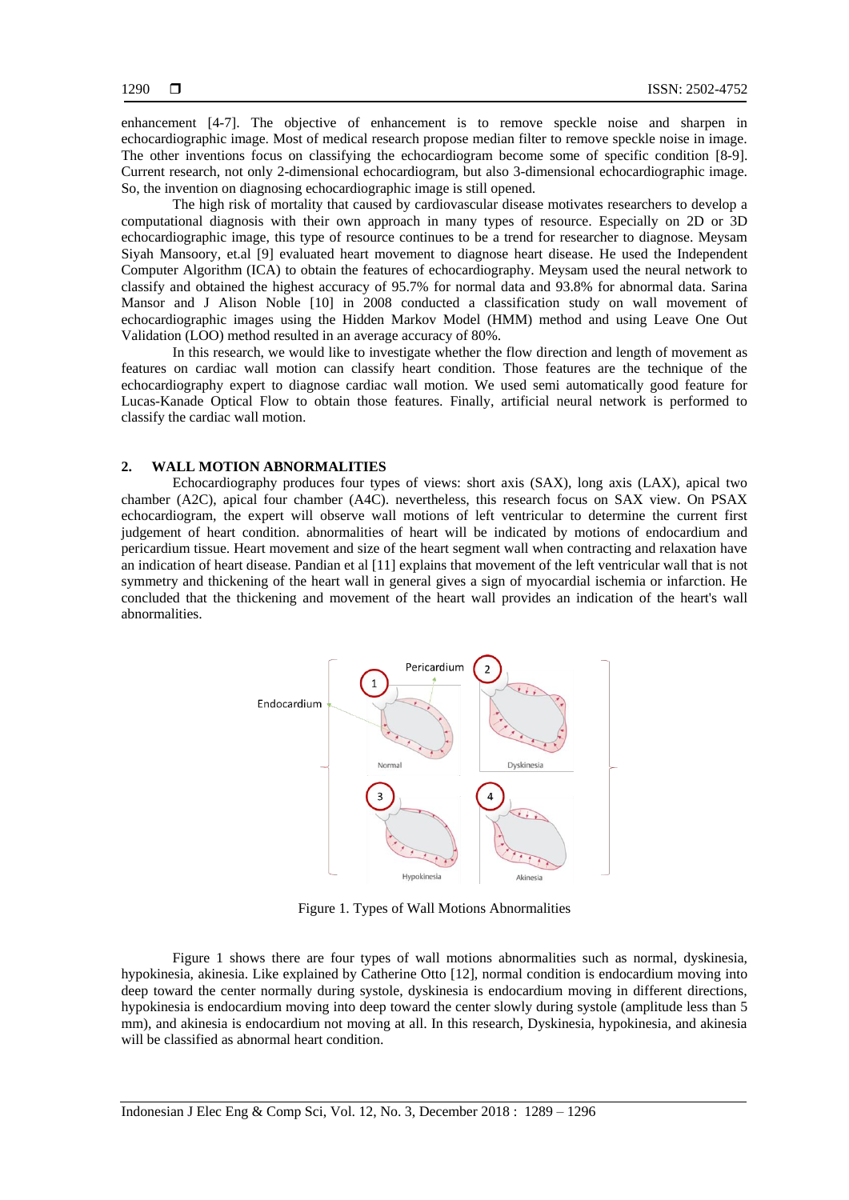enhancement [4-7]. The objective of enhancement is to remove speckle noise and sharpen in echocardiographic image. Most of medical research propose median filter to remove speckle noise in image. The other inventions focus on classifying the echocardiogram become some of specific condition [8-9]. Current research, not only 2-dimensional echocardiogram, but also 3-dimensional echocardiographic image. So, the invention on diagnosing echocardiographic image is still opened.

The high risk of mortality that caused by cardiovascular disease motivates researchers to develop a computational diagnosis with their own approach in many types of resource. Especially on 2D or 3D echocardiographic image, this type of resource continues to be a trend for researcher to diagnose. Meysam Siyah Mansoory, et.al [9] evaluated heart movement to diagnose heart disease. He used the Independent Computer Algorithm (ICA) to obtain the features of echocardiography. Meysam used the neural network to classify and obtained the highest accuracy of 95.7% for normal data and 93.8% for abnormal data. Sarina Mansor and J Alison Noble [10] in 2008 conducted a classification study on wall movement of echocardiographic images using the Hidden Markov Model (HMM) method and using Leave One Out Validation (LOO) method resulted in an average accuracy of 80%.

In this research, we would like to investigate whether the flow direction and length of movement as features on cardiac wall motion can classify heart condition. Those features are the technique of the echocardiography expert to diagnose cardiac wall motion. We used semi automatically good feature for Lucas-Kanade Optical Flow to obtain those features. Finally, artificial neural network is performed to classify the cardiac wall motion.

## 2. WALL MOTION ABNORMALITIES

Echocardiography produces four types of views: short axis (SAX), long axis (LAX), apical two chamber (A2C), apical four chamber (A4C). nevertheless, this research focus on SAX view. On PSAX echocardiogram, the expert will observe wall motions of left ventricular to determine the current first judgement of heart condition. abnormalities of heart will be indicated by motions of endocardium and pericardium tissue. Heart movement and size of the heart segment wall when contracting and relaxation have an indication of heart disease. Pandian et al [11] explains that movement of the left ventricular wall that is not symmetry and thickening of the heart wall in general gives a sign of myocardial ischemia or infarction. He concluded that the thickening and movement of the heart wall provides an indication of the heart's wall abnormalities.

Figure 1. Types of Wall Motions Abnormalities

Figure 1 shows there are four types of wall motions abnormalities such as normal, dyskinesia, hypokinesia, akinesia. Like explained by Catherine Otto [12], normal condition is endocardium moving into deep toward the center normally during systole, dyskinesia is endocardium moving in different directions, hypokinesia is endocardium moving into deep toward the center slowly during systole (amplitude less than 5 mm), and akinesia is endocardium not moving at all. In this research, Dyskinesia, hypokinesia, and akinesia will be classified as abnormal heart condition.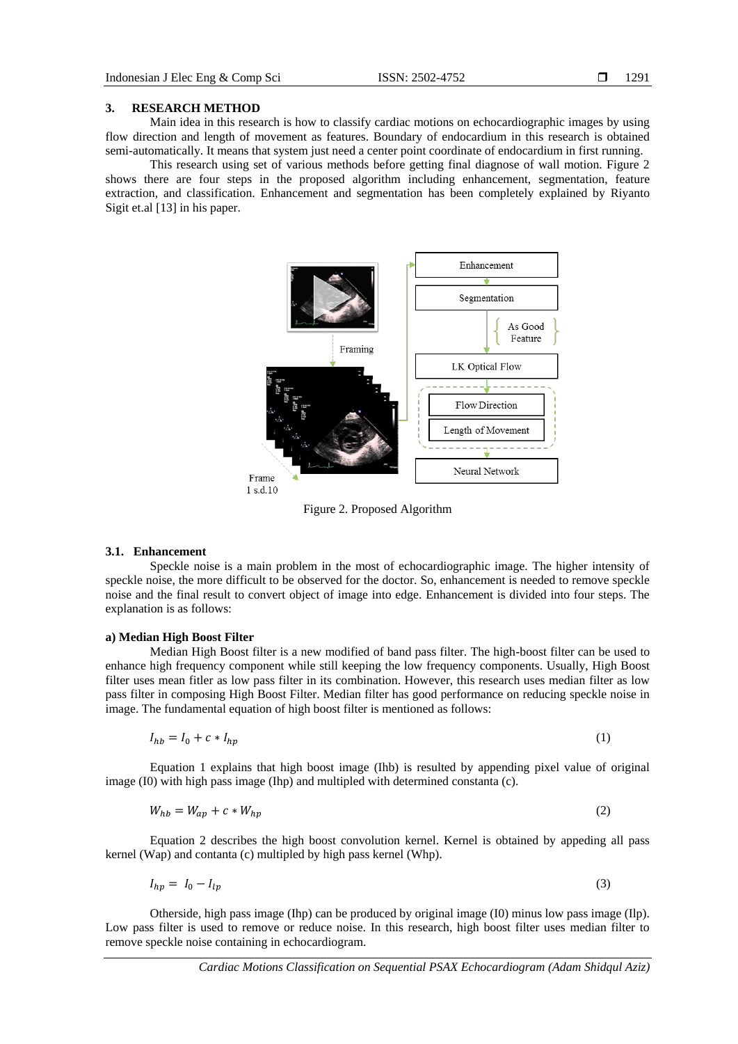## 3. RESEARCH METHOD

Main idea in this research is how to classify cardiac motions on echocardiographic images by using flow direction and length of movement as features. Boundary of endocardium in this research is obtained semi-automatically. It means that system just need a center point coordinate of endocardium in first running.

This research using set of various methods before getting final diagnose of wall motion. Figure 2 shows there are four steps in the proposed algorithm including enhancement, segmentation, feature extraction, and classification. Enhancement and segmentation has been completely explained by Riyanto Sigit et.al [13] in his paper.

Figure 2. Proposed Algorithm

### 3.1. Enhancement

Speckle noise is a main problem in the most of echocardiographic image. The higher intensity of speckle noise, the more difficult to be observed for the doctor. So, enhancement is needed to remove speckle noise and the final result to convert object of image into edge. Enhancement is divided into four steps. The explanation is as follows:

**a) Median High Boost Filter**

Median High Boost filter is a new modified of band pass filter. The high-boost filter can be used to enhance high frequency component while still keeping the low frequency components. Usually, High Boost filter uses mean fitler as low pass filter in its combination. However, this research uses median filter as low pass filter in composing High Boost Filter. Median filter has good performance on reducing speckle noise in image. The fundamental equation of high boost filter is mentioned as follows:

$$I_{hb} = I_0 + c * I_{hp} \tag{1}$$

Equation 1 explains that high boost image (Ihb) is resulted by appending pixel value of original image (I0) with high pass image (Ihp) and multipled with determined constanta (c).

$$W_{hb} = W_{ap} + c * W_{hp} \tag{2}$$

Equation 2 describes the high boost convolution kernel. Kernel is obtained by appeding all pass kernel (Wap) and contanta (c) multipled by high pass kernel (Whp).

$$I_{hp} = I_0 - I_{lp} \tag{3}$$

Otherside, high pass image (Ihp) can be produced by original image (I0) minus low pass image (Ilp). Low pass filter is used to remove or reduce noise. In this research, high boost filter uses median filter to remove speckle noise containing in echocardiogram.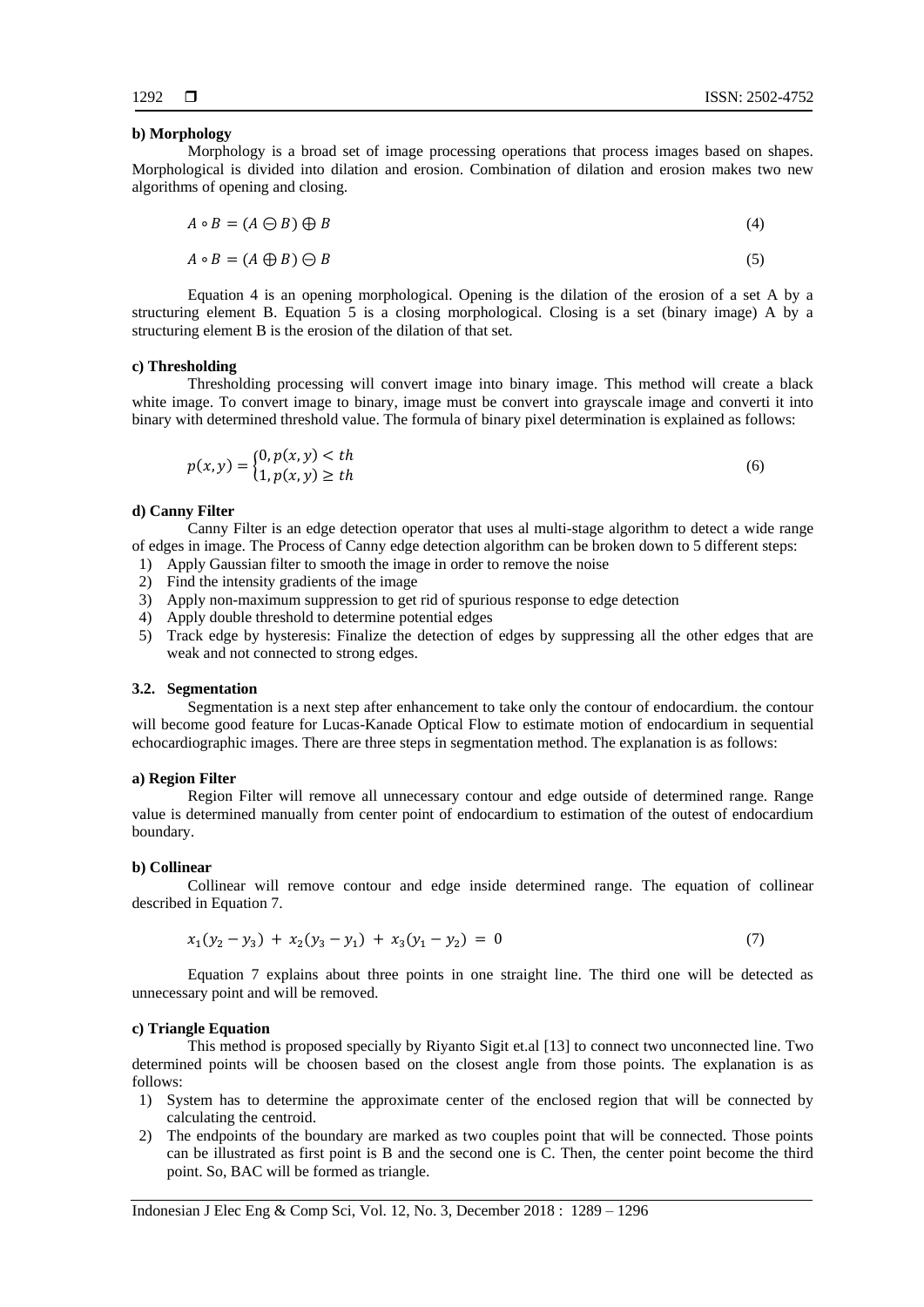**b) Morphology**

Morphology is a broad set of image processing operations that process images based on shapes. Morphological is divided into dilation and erosion. Combination of dilation and erosion makes two new algorithms of opening and closing.

$$A \circ B = (A \ominus B) \oplus B \tag{4}$$

$$A \circ B = (A \oplus B) \ominus B \tag{5}$$

Equation 4 is an opening morphological. Opening is the dilation of the erosion of a set A by a structuring element B. Equation 5 is a closing morphological. Closing is a set (binary image) A by a structuring element B is the erosion of the dilation of that set.

**c) Thresholding**

Thresholding processing will convert image into binary image. This method will create a black white image. To convert image to binary, image must be convert into grayscale image and converti it into binary with determined threshold value. The formula of binary pixel determination is explained as follows:

$$p(x,y) = \begin{cases} 0, p(x,y) < th \\ 1, p(x,y) \geq th \end{cases} \tag{6}$$

**d) Canny Filter**

Canny Filter is an edge detection operator that uses al multi-stage algorithm to detect a wide range of edges in image. The Process of Canny edge detection algorithm can be broken down to 5 different steps:

1) Apply Gaussian filter to smooth the image in order to remove the noise
2) Find the intensity gradients of the image
3) Apply non-maximum suppression to get rid of spurious response to edge detection
4) Apply double threshold to determine potential edges
5) Track edge by hysteresis: Finalize the detection of edges by suppressing all the other edges that are weak and not connected to strong edges.

### 3.2. Segmentation

Segmentation is a next step after enhancement to take only the contour of endocardium. the contour will become good feature for Lucas-Kanade Optical Flow to estimate motion of endocardium in sequential echocardiographic images. There are three steps in segmentation method. The explanation is as follows:

**a) Region Filter**

Region Filter will remove all unnecessary contour and edge outside of determined range. Range value is determined manually from center point of endocardium to estimation of the outest of endocardium boundary.

**b) Collinear**

Collinear will remove contour and edge inside determined range. The equation of collinear described in Equation 7.

$$x_1(y_2 - y_3) + x_2(y_3 - y_1) + x_3(y_1 - y_2) = 0 \tag{7}$$

Equation 7 explains about three points in one straight line. The third one will be detected as unnecessary point and will be removed.

**c) Triangle Equation**

This method is proposed specially by Riyanto Sigit et.al [13] to connect two unconnected line. Two determined points will be choosen based on the closest angle from those points. The explanation is as follows:

1) System has to determine the approximate center of the enclosed region that will be connected by calculating the centroid.
2) The endpoints of the boundary are marked as two couples point that will be connected. Those points can be illustrated as first point is B and the second one is C. Then, the center point become the third point. So, BAC will be formed as triangle.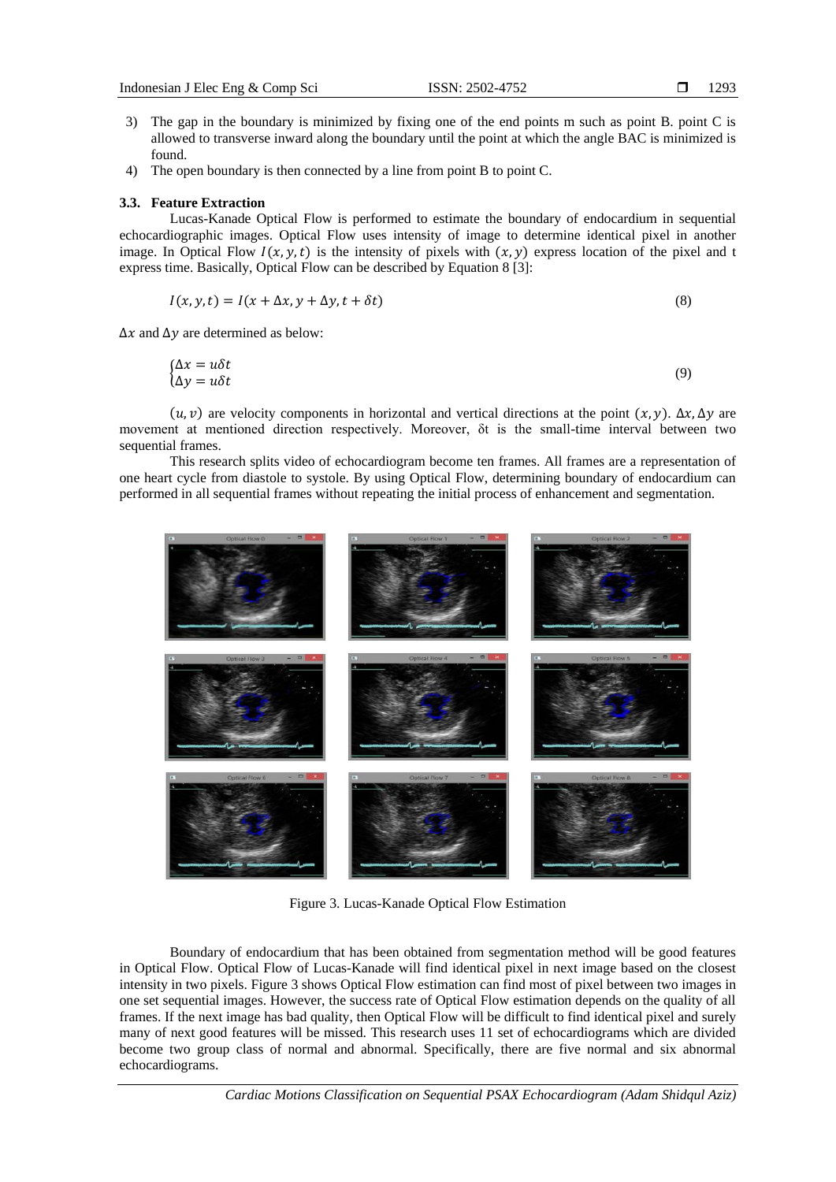3) The gap in the boundary is minimized by fixing one of the end points m such as point B. point C is allowed to transverse inward along the boundary until the point at which the angle BAC is minimized is found.
4) The open boundary is then connected by a line from point B to point C.

### 3.3. Feature Extraction

Lucas-Kanade Optical Flow is performed to estimate the boundary of endocardium in sequential echocardiographic images. Optical Flow uses intensity of image to determine identical pixel in another image. In Optical Flow $I(x, y, t)$ is the intensity of pixels with $(x, y)$ express location of the pixel and t express time. Basically, Optical Flow can be described by Equation 8 [3]:

$$I(x, y, t) = I(x + \Delta x, y + \Delta y, t + \delta t) \tag{8}$$

$\Delta x$ and $\Delta y$ are determined as below:

$$\begin{cases} \Delta x = u\delta t \\ \Delta y = u\delta t \end{cases} \tag{9}$$

$(u, v)$ are velocity components in horizontal and vertical directions at the point $(x, y)$. $\Delta x, \Delta y$ are movement at mentioned direction respectively. Moreover, δt is the small-time interval between two sequential frames.

This research splits video of echocardiogram become ten frames. All frames are a representation of one heart cycle from diastole to systole. By using Optical Flow, determining boundary of endocardium can performed in all sequential frames without repeating the initial process of enhancement and segmentation.

Figure 3. Lucas-Kanade Optical Flow Estimation

Boundary of endocardium that has been obtained from segmentation method will be good features in Optical Flow. Optical Flow of Lucas-Kanade will find identical pixel in next image based on the closest intensity in two pixels. Figure 3 shows Optical Flow estimation can find most of pixel between two images in one set sequential images. However, the success rate of Optical Flow estimation depends on the quality of all frames. If the next image has bad quality, then Optical Flow will be difficult to find identical pixel and surely many of next good features will be missed. This research uses 11 set of echocardiograms which are divided become two group class of normal and abnormal. Specifically, there are five normal and six abnormal echocardiograms.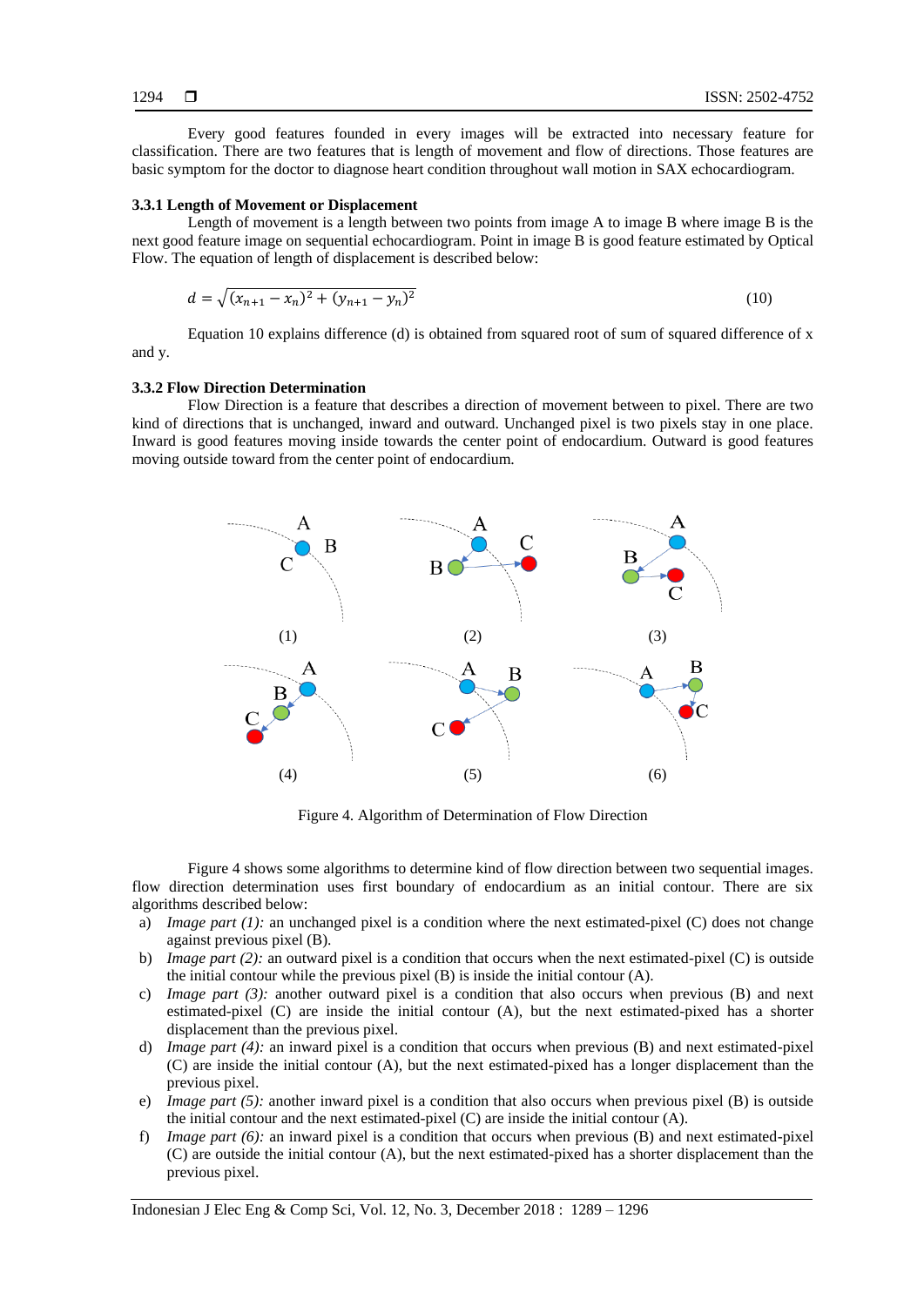Every good features founded in every images will be extracted into necessary feature for classification. There are two features that is length of movement and flow of directions. Those features are basic symptom for the doctor to diagnose heart condition throughout wall motion in SAX echocardiogram.

### 3.3.1 Length of Movement or Displacement

Length of movement is a length between two points from image A to image B where image B is the next good feature image on sequential echocardiogram. Point in image B is good feature estimated by Optical Flow. The equation of length of displacement is described below:

$$d = \sqrt{(x_{n+1} - x_n)^2 + (y_{n+1} - y_n)^2} \tag{10}$$

Equation 10 explains difference (d) is obtained from squared root of sum of squared difference of x and y.

### 3.3.2 Flow Direction Determination

Flow Direction is a feature that describes a direction of movement between to pixel. There are two kind of directions that is unchanged, inward and outward. Unchanged pixel is two pixels stay in one place. Inward is good features moving inside towards the center point of endocardium. Outward is good features moving outside toward from the center point of endocardium.

Figure 4. Algorithm of Determination of Flow Direction

Figure 4 shows some algorithms to determine kind of flow direction between two sequential images. flow direction determination uses first boundary of endocardium as an initial contour. There are six algorithms described below:

a) *Image part (1):* an unchanged pixel is a condition where the next estimated-pixel (C) does not change against previous pixel (B).
b) *Image part (2):* an outward pixel is a condition that occurs when the next estimated-pixel (C) is outside the initial contour while the previous pixel (B) is inside the initial contour (A).
c) *Image part (3):* another outward pixel is a condition that also occurs when previous (B) and next estimated-pixel (C) are inside the initial contour (A), but the next estimated-pixed has a shorter displacement than the previous pixel.
d) *Image part (4):* an inward pixel is a condition that occurs when previous (B) and next estimated-pixel (C) are inside the initial contour (A), but the next estimated-pixed has a longer displacement than the previous pixel.
e) *Image part (5):* another inward pixel is a condition that also occurs when previous pixel (B) is outside the initial contour and the next estimated-pixel (C) are inside the initial contour (A).
f) *Image part (6):* an inward pixel is a condition that occurs when previous (B) and next estimated-pixel (C) are outside the initial contour (A), but the next estimated-pixed has a shorter displacement than the previous pixel.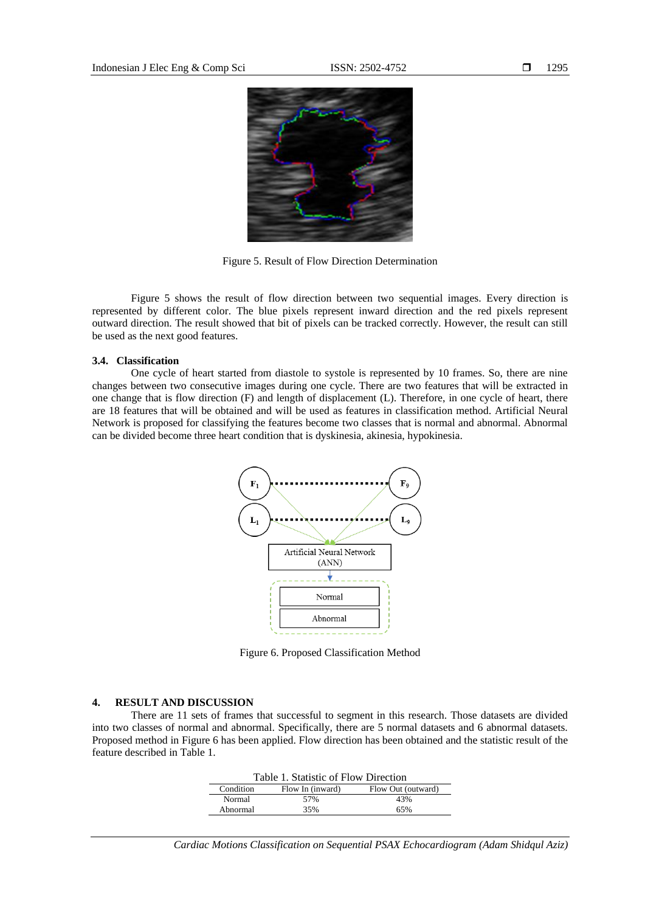Figure 5. Result of Flow Direction Determination

Figure 5 shows the result of flow direction between two sequential images. Every direction is represented by different color. The blue pixels represent inward direction and the red pixels represent outward direction. The result showed that bit of pixels can be tracked correctly. However, the result can still be used as the next good features.

### 3.4. Classification

One cycle of heart started from diastole to systole is represented by 10 frames. So, there are nine changes between two consecutive images during one cycle. There are two features that will be extracted in one change that is flow direction (F) and length of displacement (L). Therefore, in one cycle of heart, there are 18 features that will be obtained and will be used as features in classification method. Artificial Neural Network is proposed for classifying the features become two classes that is normal and abnormal. Abnormal can be divided become three heart condition that is dyskinesia, akinesia, hypokinesia.

Figure 6. Proposed Classification Method

## 4. RESULT AND DISCUSSION

There are 11 sets of frames that successful to segment in this research. Those datasets are divided into two classes of normal and abnormal. Specifically, there are 5 normal datasets and 6 abnormal datasets. Proposed method in Figure 6 has been applied. Flow direction has been obtained and the statistic result of the feature described in Table 1.

Table 1. Statistic of Flow Direction

| Condition | Flow In (inward) | Flow Out (outward) |
|---|---|---|
| Normal | 57% | 43% |
| Abnormal | 35% | 65% |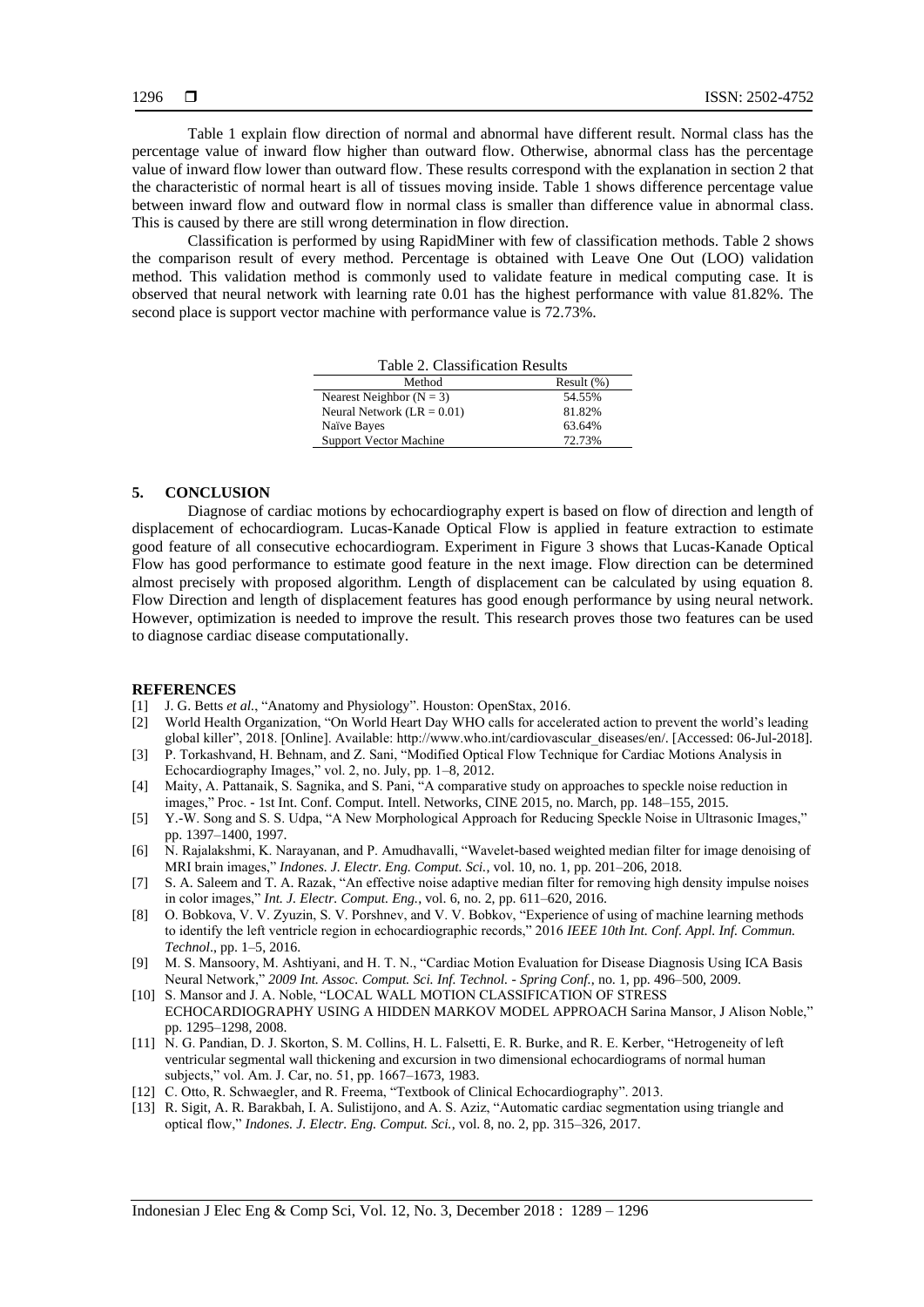Table 1 explain flow direction of normal and abnormal have different result. Normal class has the percentage value of inward flow higher than outward flow. Otherwise, abnormal class has the percentage value of inward flow lower than outward flow. These results correspond with the explanation in section 2 that the characteristic of normal heart is all of tissues moving inside. Table 1 shows difference percentage value between inward flow and outward flow in normal class is smaller than difference value in abnormal class. This is caused by there are still wrong determination in flow direction.

Classification is performed by using RapidMiner with few of classification methods. Table 2 shows the comparison result of every method. Percentage is obtained with Leave One Out (LOO) validation method. This validation method is commonly used to validate feature in medical computing case. It is observed that neural network with learning rate 0.01 has the highest performance with value 81.82%. The second place is support vector machine with performance value is 72.73%.

Table 2. Classification Results

| Method | Result (%) |
|---|---|
| Nearest Neighbor (N = 3) | 54.55% |
| Neural Network (LR = 0.01) | 81.82% |
| Naïve Bayes | 63.64% |
| Support Vector Machine | 72.73% |

## 5. CONCLUSION

Diagnose of cardiac motions by echocardiography expert is based on flow of direction and length of displacement of echocardiogram. Lucas-Kanade Optical Flow is applied in feature extraction to estimate good feature of all consecutive echocardiogram. Experiment in Figure 3 shows that Lucas-Kanade Optical Flow has good performance to estimate good feature in the next image. Flow direction can be determined almost precisely with proposed algorithm. Length of displacement can be calculated by using equation 8. Flow Direction and length of displacement features has good enough performance by using neural network. However, optimization is needed to improve the result. This research proves those two features can be used to diagnose cardiac disease computationally.

## REFERENCES

[1] J. G. Betts *et al.*, "Anatomy and Physiology". Houston: OpenStax, 2016.

[2] World Health Organization, "On World Heart Day WHO calls for accelerated action to prevent the world's leading global killer", 2018. [Online]. Available: http://www.who.int/cardiovascular_diseases/en/. [Accessed: 06-Jul-2018].

[3] P. Torkashvand, H. Behnam, and Z. Sani, "Modified Optical Flow Technique for Cardiac Motions Analysis in Echocardiography Images," vol. 2, no. July, pp. 1–8, 2012.

[4] Maity, A. Pattanaik, S. Sagnika, and S. Pani, "A comparative study on approaches to speckle noise reduction in images," Proc. - 1st Int. Conf. Comput. Intell. Networks, CINE 2015, no. March, pp. 148–155, 2015.

[5] Y.-W. Song and S. S. Udpa, "A New Morphological Approach for Reducing Speckle Noise in Ultrasonic Images," pp. 1397–1400, 1997.

[6] N. Rajalakshmi, K. Narayanan, and P. Amudhavalli, "Wavelet-based weighted median filter for image denoising of MRI brain images," *Indones. J. Electr. Eng. Comput. Sci.*, vol. 10, no. 1, pp. 201–206, 2018.

[7] S. A. Saleem and T. A. Razak, "An effective noise adaptive median filter for removing high density impulse noises in color images," *Int. J. Electr. Comput. Eng.*, vol. 6, no. 2, pp. 611–620, 2016.

[8] O. Bobkova, V. V. Zyuzin, S. V. Porshnev, and V. V. Bobkov, "Experience of using of machine learning methods to identify the left ventricle region in echocardiographic records," 2016 *IEEE 10th Int. Conf. Appl. Inf. Commun. Technol.*, pp. 1–5, 2016.

[9] M. S. Mansoory, M. Ashtiyani, and H. T. N., "Cardiac Motion Evaluation for Disease Diagnosis Using ICA Basis Neural Network," *2009 Int. Assoc. Comput. Sci. Inf. Technol. - Spring Conf.*, no. 1, pp. 496–500, 2009.

[10] S. Mansor and J. A. Noble, "LOCAL WALL MOTION CLASSIFICATION OF STRESS ECHOCARDIOGRAPHY USING A HIDDEN MARKOV MODEL APPROACH Sarina Mansor, J Alison Noble," pp. 1295–1298, 2008.

[11] N. G. Pandian, D. J. Skorton, S. M. Collins, H. L. Falsetti, E. R. Burke, and R. E. Kerber, "Hetrogeneity of left ventricular segmental wall thickening and excursion in two dimensional echocardiograms of normal human subjects," vol. Am. J. Car, no. 51, pp. 1667–1673, 1983.

[12] C. Otto, R. Schwaegler, and R. Freema, "Textbook of Clinical Echocardiography". 2013.

[13] R. Sigit, A. R. Barakbah, I. A. Sulistijono, and A. S. Aziz, "Automatic cardiac segmentation using triangle and optical flow," *Indones. J. Electr. Eng. Comput. Sci.*, vol. 8, no. 2, pp. 315–326, 2017.